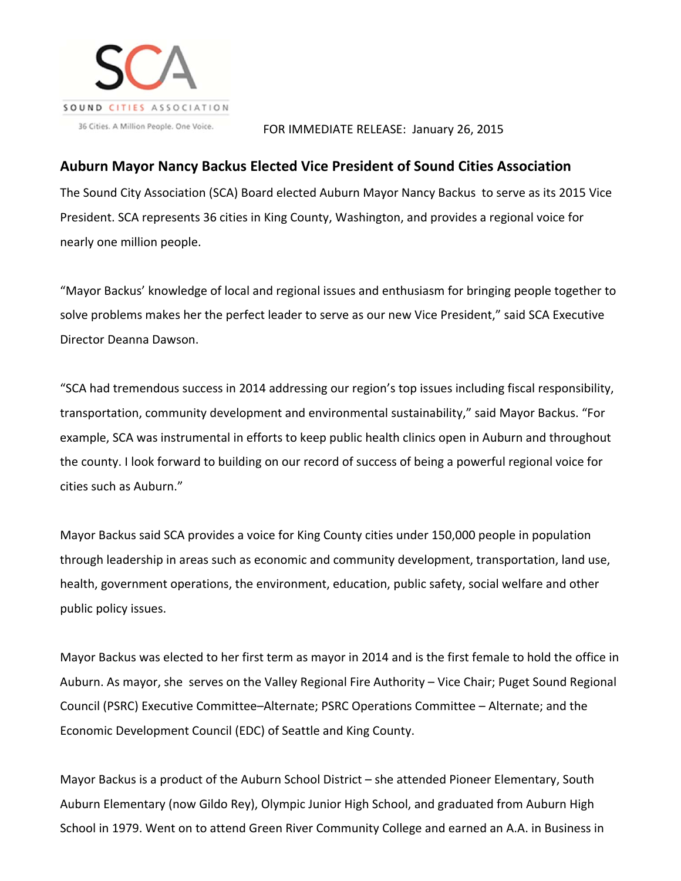SCA

SOUND CITIES ASSOCIATION

36 Cities. A Million People. One Voice.

FOR IMMEDIATE RELEASE: January 26, 2015

## Auburn Mayor Nancy Backus Elected Vice President of Sound Cities Association

The Sound City Association (SCA) Board elected Auburn Mayor Nancy Backus to serve as its 2015 Vice President. SCA represents 36 cities in King County, Washington, and provides a regional voice for nearly one million people.

"Mayor Backus' knowledge of local and regional issues and enthusiasm for bringing people together to solve problems makes her the perfect leader to serve as our new Vice President," said SCA Executive Director Deanna Dawson.

"SCA had tremendous success in 2014 addressing our region's top issues including fiscal responsibility, transportation, community development and environmental sustainability," said Mayor Backus. "For example, SCA was instrumental in efforts to keep public health clinics open in Auburn and throughout the county. I look forward to building on our record of success of being a powerful regional voice for cities such as Auburn."

Mayor Backus said SCA provides a voice for King County cities under 150,000 people in population through leadership in areas such as economic and community development, transportation, land use, health, government operations, the environment, education, public safety, social welfare and other public policy issues.

Mayor Backus was elected to her first term as mayor in 2014 and is the first female to hold the office in Auburn. As mayor, she serves on the Valley Regional Fire Authority – Vice Chair; Puget Sound Regional Council (PSRC) Executive Committee–Alternate; PSRC Operations Committee – Alternate; and the Economic Development Council (EDC) of Seattle and King County.

Mayor Backus is a product of the Auburn School District – she attended Pioneer Elementary, South Auburn Elementary (now Gildo Rey), Olympic Junior High School, and graduated from Auburn High School in 1979. Went on to attend Green River Community College and earned an A.A. in Business in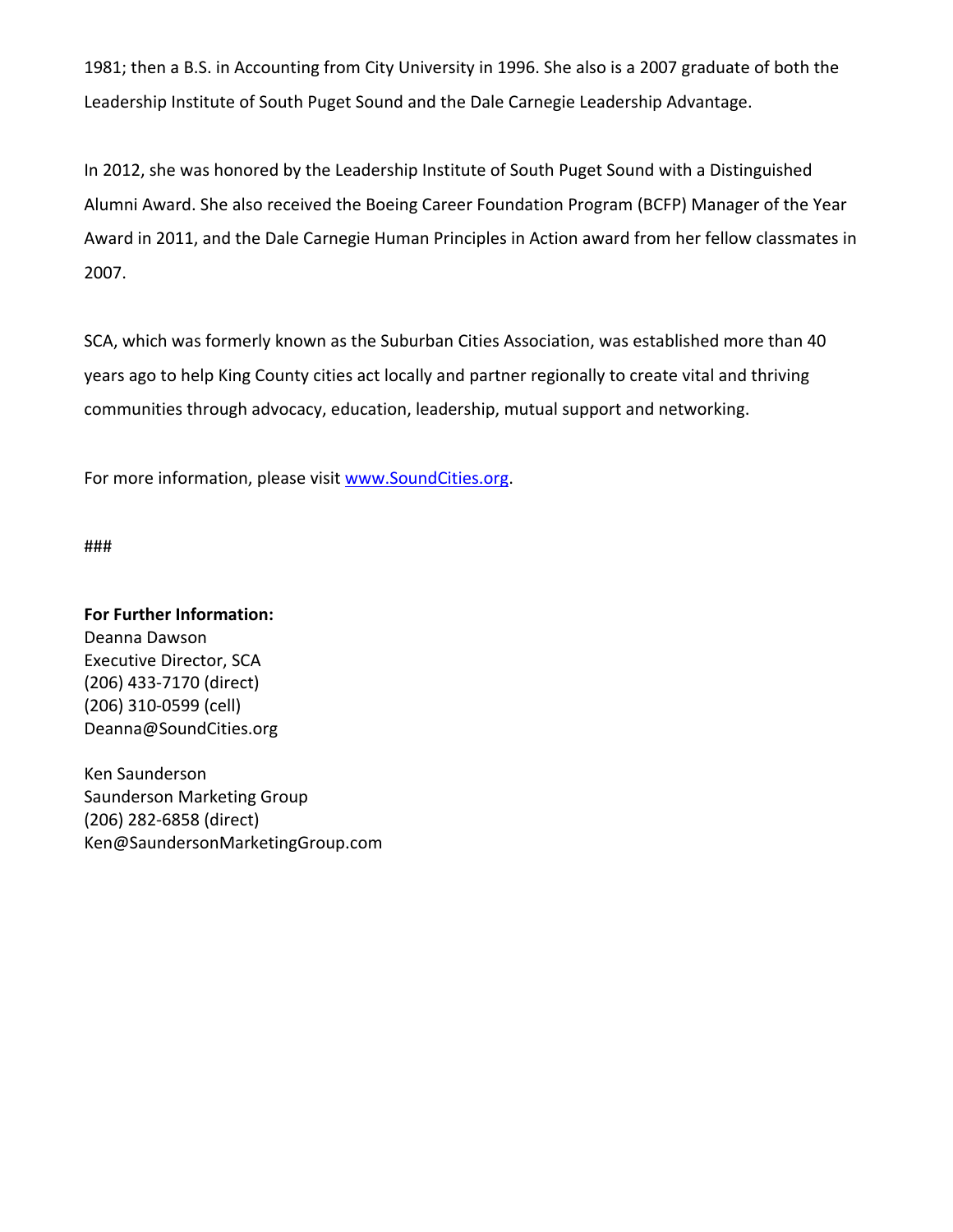1981; then a B.S. in Accounting from City University in 1996. She also is a 2007 graduate of both the Leadership Institute of South Puget Sound and the Dale Carnegie Leadership Advantage.

In 2012, she was honored by the Leadership Institute of South Puget Sound with a Distinguished Alumni Award. She also received the Boeing Career Foundation Program (BCFP) Manager of the Year Award in 2011, and the Dale Carnegie Human Principles in Action award from her fellow classmates in 2007.

SCA, which was formerly known as the Suburban Cities Association, was established more than 40 years ago to help King County cities act locally and partner regionally to create vital and thriving communities through advocacy, education, leadership, mutual support and networking.

For more information, please visit [www.SoundCities.org](http://www.SoundCities.org).

###

**For Further Information:**
Deanna Dawson
Executive Director, SCA
(206) 433-7170 (direct)
(206) 310-0599 (cell)
Deanna@SoundCities.org

Ken Saunderson
Saunderson Marketing Group
(206) 282-6858 (direct)
Ken@SaundersonMarketingGroup.com